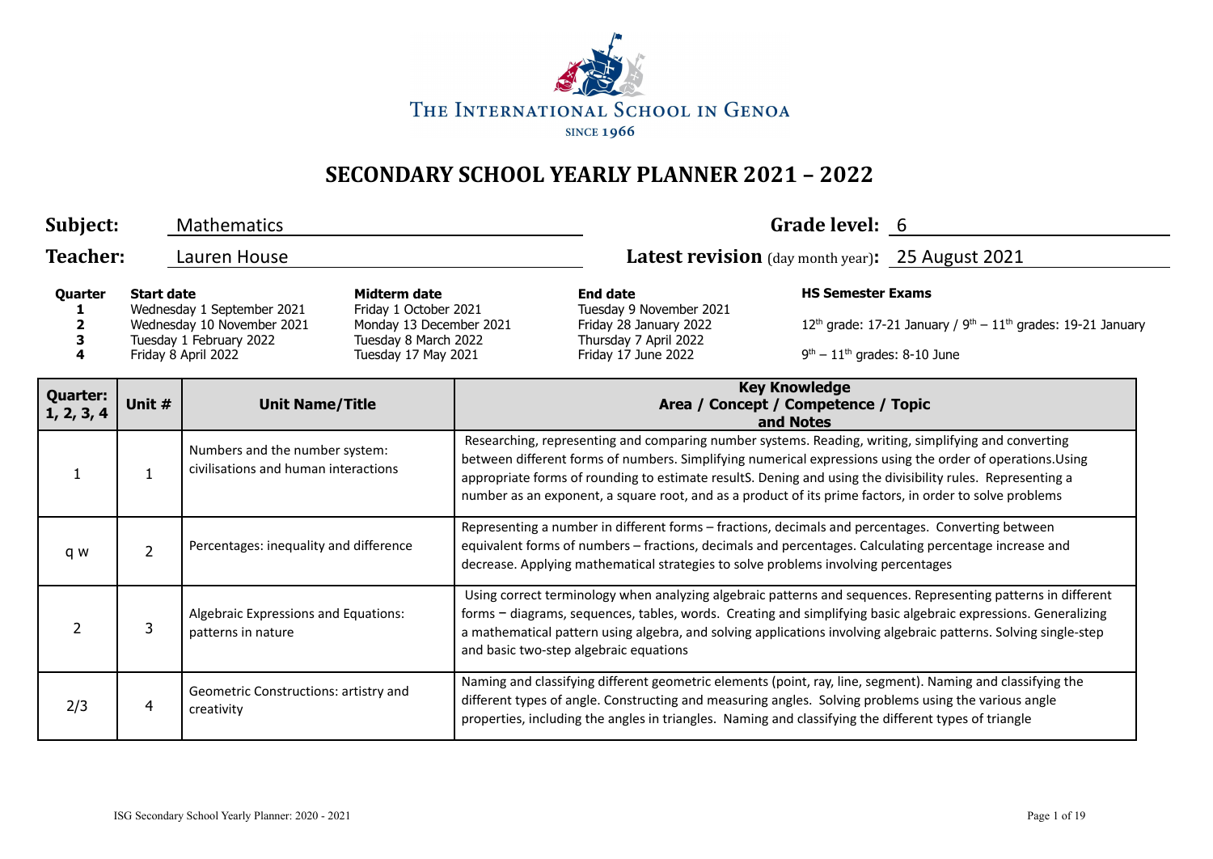THE INTERNATIONAL SCHOOL IN GENOA

SINCE 1966

# SECONDARY SCHOOL YEARLY PLANNER 2021 – 2022

**Subject:** Mathematics

**Grade level:** 6

**Teacher:** Lauren House

**Latest revision** (day month year)**:** 25 August 2021

| Quarter | Start date | Midterm date | End date |
|---|---|---|---|
| 1 | Wednesday 1 September 2021 | Friday 1 October 2021 | Tuesday 9 November 2021 |
| 2 | Wednesday 10 November 2021 | Monday 13 December 2021 | Friday 28 January 2022 |
| 3 | Tuesday 1 February 2022 | Tuesday 8 March 2022 | Thursday 7 April 2022 |
| 4 | Friday 8 April 2022 | Tuesday 17 May 2021 | Friday 17 June 2022 |

**HS Semester Exams**

12th grade: 17-21 January / 9th – 11th grades: 19-21 January

9th – 11th grades: 8-10 June

| Quarter: 1, 2, 3, 4 | Unit # | Unit Name/Title | Key Knowledge Area / Concept / Competence / Topic and Notes |
|---|---|---|---|
| 1 | 1 | Numbers and the number system: civilisations and human interactions | Researching, representing and comparing number systems. Reading, writing, simplifying and converting between different forms of numbers. Simplifying numerical expressions using the order of operations.Using appropriate forms of rounding to estimate resultS. Dening and using the divisibility rules. Representing a number as an exponent, a square root, and as a product of its prime factors, in order to solve problems |
| q w | 2 | Percentages: inequality and difference | Representing a number in different forms – fractions, decimals and percentages. Converting between equivalent forms of numbers – fractions, decimals and percentages. Calculating percentage increase and decrease. Applying mathematical strategies to solve problems involving percentages |
| 2 | 3 | Algebraic Expressions and Equations: patterns in nature | Using correct terminology when analyzing algebraic patterns and sequences. Representing patterns in different forms – diagrams, sequences, tables, words. Creating and simplifying basic algebraic expressions. Generalizing a mathematical pattern using algebra, and solving applications involving algebraic patterns. Solving single-step and basic two-step algebraic equations |
| 2/3 | 4 | Geometric Constructions: artistry and creativity | Naming and classifying different geometric elements (point, ray, line, segment). Naming and classifying the different types of angle. Constructing and measuring angles. Solving problems using the various angle properties, including the angles in triangles. Naming and classifying the different types of triangle |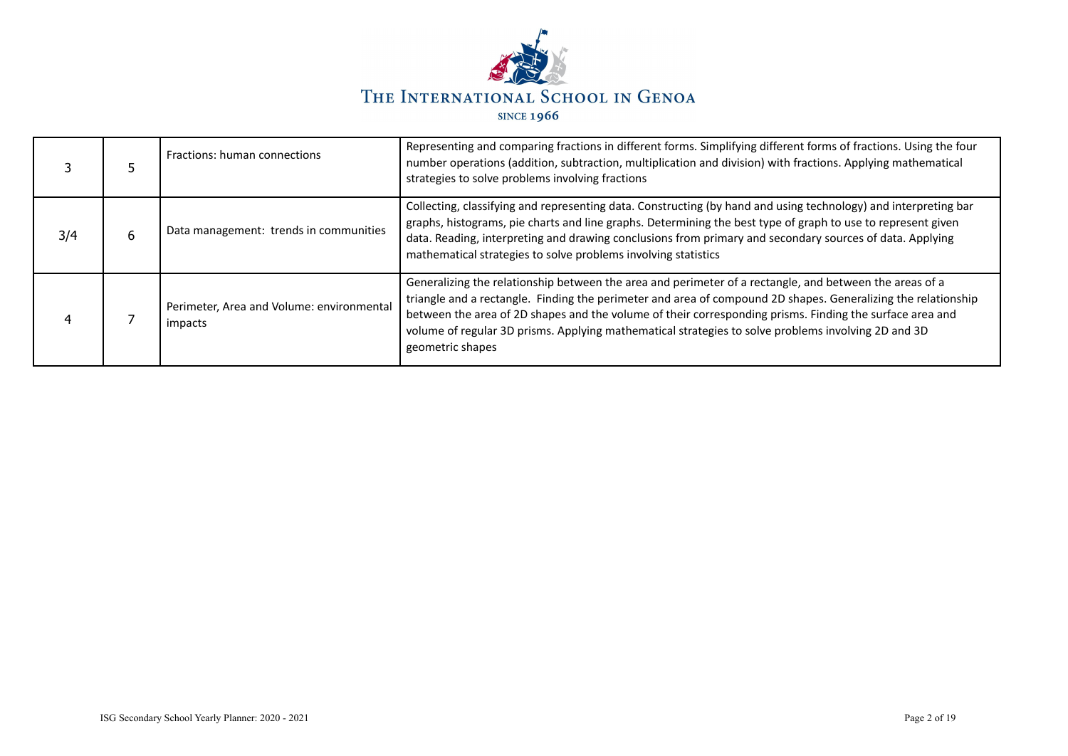| 3 | 5 | Fractions: human connections | Representing and comparing fractions in different forms. Simplifying different forms of fractions. Using the four number operations (addition, subtraction, multiplication and division) with fractions. Applying mathematical strategies to solve problems involving fractions |
|---|---|---|---|
| 3/4 | 6 | Data management: trends in communities | Collecting, classifying and representing data. Constructing (by hand and using technology) and interpreting bar graphs, histograms, pie charts and line graphs. Determining the best type of graph to use to represent given data. Reading, interpreting and drawing conclusions from primary and secondary sources of data. Applying mathematical strategies to solve problems involving statistics |
| 4 | 7 | Perimeter, Area and Volume: environmental impacts | Generalizing the relationship between the area and perimeter of a rectangle, and between the areas of a triangle and a rectangle. Finding the perimeter and area of compound 2D shapes. Generalizing the relationship between the area of 2D shapes and the volume of their corresponding prisms. Finding the surface area and volume of regular 3D prisms. Applying mathematical strategies to solve problems involving 2D and 3D geometric shapes |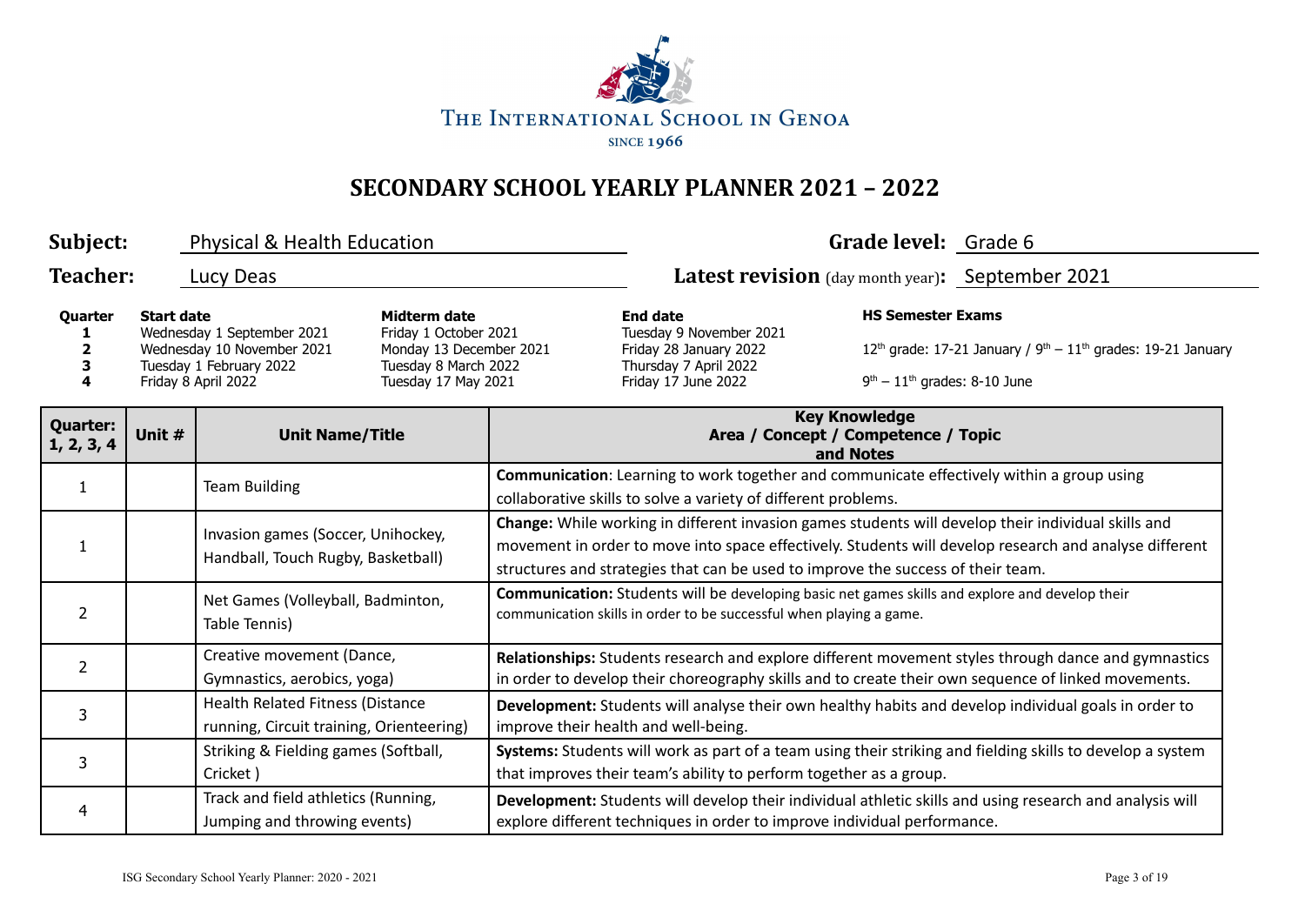THE INTERNATIONAL SCHOOL IN GENOA

SINCE 1966

# SECONDARY SCHOOL YEARLY PLANNER 2021 – 2022

**Subject:** Physical & Health Education **Grade level:** Grade 6

**Teacher:** Lucy Deas **Latest revision** (day month year)**:** September 2021

| Quarter | Start date | Midterm date | End date | HS Semester Exams |
|---|---|---|---|---|
| 1 | Wednesday 1 September 2021 | Friday 1 October 2021 | Tuesday 9 November 2021 | |
| 2 | Wednesday 10 November 2021 | Monday 13 December 2021 | Friday 28 January 2022 | 12th grade: 17-21 January / 9th – 11th grades: 19-21 January |
| 3 | Tuesday 1 February 2022 | Tuesday 8 March 2022 | Thursday 7 April 2022 | |
| 4 | Friday 8 April 2022 | Tuesday 17 May 2021 | Friday 17 June 2022 | 9th – 11th grades: 8-10 June |

| Quarter: 1, 2, 3, 4 | Unit # | Unit Name/Title | Key Knowledge Area / Concept / Competence / Topic and Notes |
|---|---|---|---|
| 1 | | Team Building | **Communication**: Learning to work together and communicate effectively within a group using collaborative skills to solve a variety of different problems. |
| 1 | | Invasion games (Soccer, Unihockey, Handball, Touch Rugby, Basketball) | **Change:** While working in different invasion games students will develop their individual skills and movement in order to move into space effectively. Students will develop research and analyse different structures and strategies that can be used to improve the success of their team. |
| 2 | | Net Games (Volleyball, Badminton, Table Tennis) | **Communication:** Students will be developing basic net games skills and explore and develop their communication skills in order to be successful when playing a game. |
| 2 | | Creative movement (Dance, Gymnastics, aerobics, yoga) | **Relationships:** Students research and explore different movement styles through dance and gymnastics in order to develop their choreography skills and to create their own sequence of linked movements. |
| 3 | | Health Related Fitness (Distance running, Circuit training, Orienteering) | **Development:** Students will analyse their own healthy habits and develop individual goals in order to improve their health and well-being. |
| 3 | | Striking & Fielding games (Softball, Cricket ) | **Systems:** Students will work as part of a team using their striking and fielding skills to develop a system that improves their team's ability to perform together as a group. |
| 4 | | Track and field athletics (Running, Jumping and throwing events) | **Development:** Students will develop their individual athletic skills and using research and analysis will explore different techniques in order to improve individual performance. |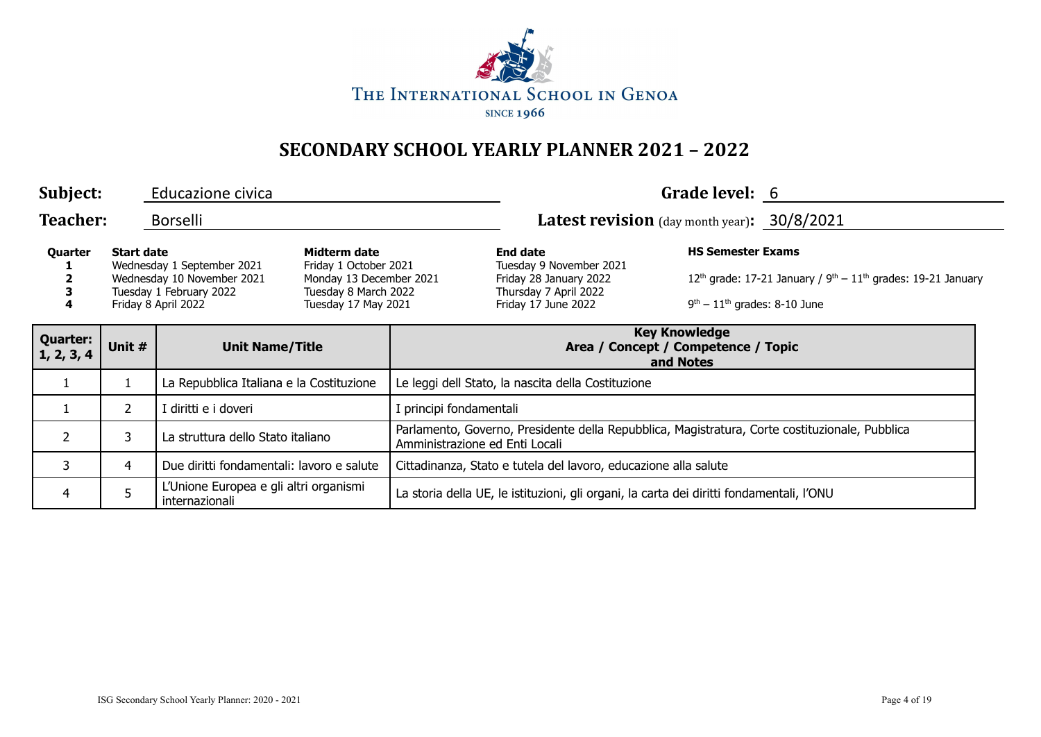THE INTERNATIONAL SCHOOL IN GENOA

SINCE 1966

# SECONDARY SCHOOL YEARLY PLANNER 2021 – 2022

**Subject:** Educazione civica

**Grade level:** 6

**Teacher:** Borselli

**Latest revision** (day month year)**:** 30/8/2021

| Quarter | Start date | Midterm date | End date | HS Semester Exams |
|---|---|---|---|---|
| **1** | Wednesday 1 September 2021 | Friday 1 October 2021 | Tuesday 9 November 2021 | |
| **2** | Wednesday 10 November 2021 | Monday 13 December 2021 | Friday 28 January 2022 | 12th grade: 17-21 January / 9th – 11th grades: 19-21 January |
| **3** | Tuesday 1 February 2022 | Tuesday 8 March 2022 | Thursday 7 April 2022 | |
| **4** | Friday 8 April 2022 | Tuesday 17 May 2021 | Friday 17 June 2022 | 9th – 11th grades: 8-10 June |

| Quarter: 1, 2, 3, 4 | Unit # | Unit Name/Title | Key Knowledge Area / Concept / Competence / Topic and Notes |
|---|---|---|---|
| 1 | 1 | La Repubblica Italiana e la Costituzione | Le leggi dello Stato, la nascita della Costituzione |
| 1 | 2 | I diritti e i doveri | I principi fondamentali |
| 2 | 3 | La struttura dello Stato italiano | Parlamento, Governo, Presidente della Repubblica, Magistratura, Corte costituzionale, Pubblica Amministrazione ed Enti Locali |
| 3 | 4 | Due diritti fondamentali: lavoro e salute | Cittadinanza, Stato e tutela del lavoro, educazione alla salute |
| 4 | 5 | L'Unione Europea e gli altri organismi internazionali | La storia della UE, le istituzioni, gli organi, la carta dei diritti fondamentali, l'ONU |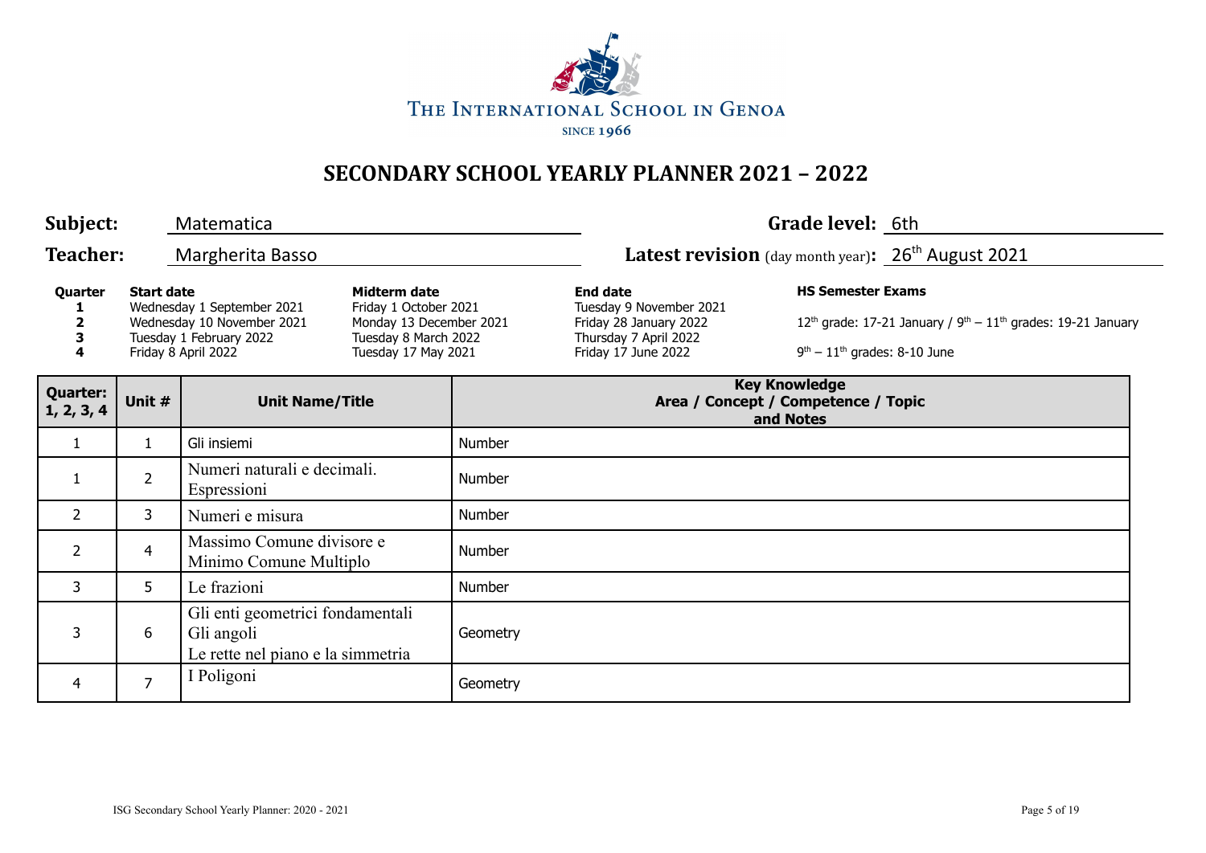The International School in Genoa
since 1966

# SECONDARY SCHOOL YEARLY PLANNER 2021 – 2022

**Subject:** Matematica **Grade level:** 6th

**Teacher:** Margherita Basso **Latest revision** (day month year)**:** 26th August 2021

| Quarter | Start date | Midterm date | End date | HS Semester Exams |
|---|---|---|---|---|
| 1 | Wednesday 1 September 2021 | Friday 1 October 2021 | Tuesday 9 November 2021 | |
| 2 | Wednesday 10 November 2021 | Monday 13 December 2021 | Friday 28 January 2022 | 12th grade: 17-21 January / 9th – 11th grades: 19-21 January |
| 3 | Tuesday 1 February 2022 | Tuesday 8 March 2022 | Thursday 7 April 2022 | |
| 4 | Friday 8 April 2022 | Tuesday 17 May 2021 | Friday 17 June 2022 | 9th – 11th grades: 8-10 June |

| Quarter: 1, 2, 3, 4 | Unit # | Unit Name/Title | Key Knowledge Area / Concept / Competence / Topic and Notes |
|---|---|---|---|
| 1 | 1 | Gli insiemi | Number |
| 1 | 2 | Numeri naturali e decimali. Espressioni | Number |
| 2 | 3 | Numeri e misura | Number |
| 2 | 4 | Massimo Comune divisore e Minimo Comune Multiplo | Number |
| 3 | 5 | Le frazioni | Number |
| 3 | 6 | Gli enti geometrici fondamentali<br>Gli angoli<br>Le rette nel piano e la simmetria | Geometry |
| 4 | 7 | I Poligoni | Geometry |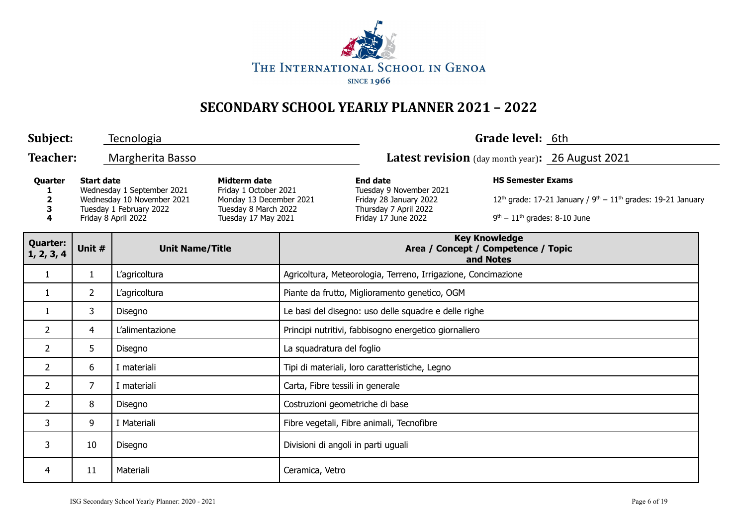THE INTERNATIONAL SCHOOL IN GENOA
SINCE 1966

# SECONDARY SCHOOL YEARLY PLANNER 2021 – 2022

**Subject:** Tecnologia **Grade level:** 6th

**Teacher:** Margherita Basso **Latest revision** (day month year)**:** 26 August 2021

| Quarter | Start date | Midterm date | End date | HS Semester Exams |
|---|---|---|---|---|
| 1 | Wednesday 1 September 2021 | Friday 1 October 2021 | Tuesday 9 November 2021 | |
| 2 | Wednesday 10 November 2021 | Monday 13 December 2021 | Friday 28 January 2022 | 12th grade: 17-21 January / 9th – 11th grades: 19-21 January |
| 3 | Tuesday 1 February 2022 | Tuesday 8 March 2022 | Thursday 7 April 2022 | |
| 4 | Friday 8 April 2022 | Tuesday 17 May 2021 | Friday 17 June 2022 | 9th – 11th grades: 8-10 June |

| Quarter: 1, 2, 3, 4 | Unit # | Unit Name/Title | Key Knowledge Area / Concept / Competence / Topic and Notes |
|---|---|---|---|
| 1 | 1 | L'agricoltura | Agricoltura, Meteorologia, Terreno, Irrigazione, Concimazione |
| 1 | 2 | L'agricoltura | Piante da frutto, Miglioramento genetico, OGM |
| 1 | 3 | Disegno | Le basi del disegno: uso delle squadre e delle righe |
| 2 | 4 | L'alimentazione | Principi nutritivi, fabbisogno energetico giornaliero |
| 2 | 5 | Disegno | La squadratura del foglio |
| 2 | 6 | I materiali | Tipi di materiali, loro caratteristiche, Legno |
| 2 | 7 | I materiali | Carta, Fibre tessili in generale |
| 2 | 8 | Disegno | Costruzioni geometriche di base |
| 3 | 9 | I Materiali | Fibre vegetali, Fibre animali, Tecnofibre |
| 3 | 10 | Disegno | Divisioni di angoli in parti uguali |
| 4 | 11 | Materiali | Ceramica, Vetro |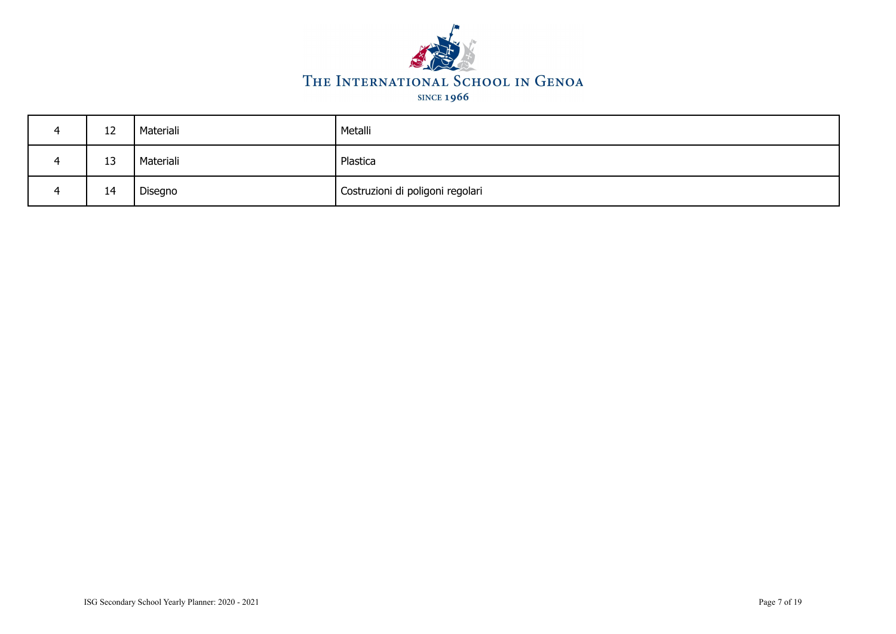| 4 | 12 | Materiali | Metalli |
|---|---|---|---|
| 4 | 13 | Materiali | Plastica |
| 4 | 14 | Disegno | Costruzioni di poligoni regolari |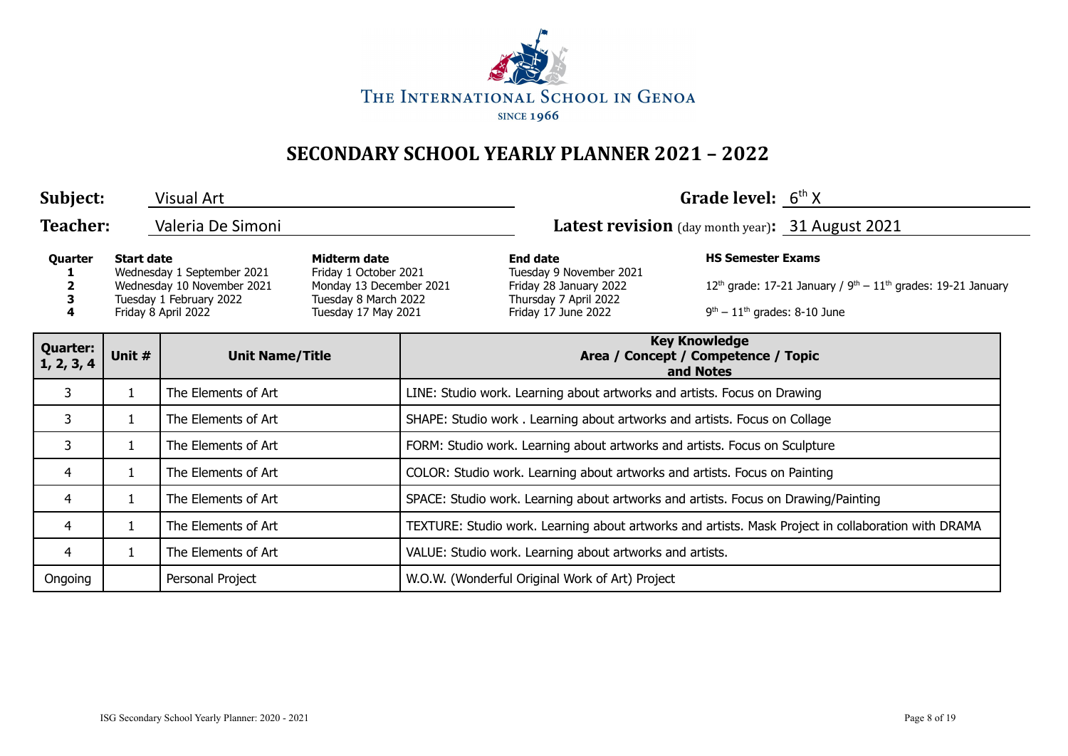THE INTERNATIONAL SCHOOL IN GENOA

SINCE 1966

# SECONDARY SCHOOL YEARLY PLANNER 2021 – 2022

**Subject:** Visual Art

**Grade level:** 6th X

**Teacher:** Valeria De Simoni

**Latest revision** (day month year)**:** 31 August 2021

| Quarter | Start date | Midterm date | End date | HS Semester Exams |
|---|---|---|---|---|
| 1 | Wednesday 1 September 2021 | Friday 1 October 2021 | Tuesday 9 November 2021 | |
| 2 | Wednesday 10 November 2021 | Monday 13 December 2021 | Friday 28 January 2022 | 12th grade: 17-21 January / 9th – 11th grades: 19-21 January |
| 3 | Tuesday 1 February 2022 | Tuesday 8 March 2022 | Thursday 7 April 2022 | |
| 4 | Friday 8 April 2022 | Tuesday 17 May 2021 | Friday 17 June 2022 | 9th – 11th grades: 8-10 June |

| Quarter: 1, 2, 3, 4 | Unit # | Unit Name/Title | Key Knowledge Area / Concept / Competence / Topic and Notes |
|---|---|---|---|
| 3 | 1 | The Elements of Art | LINE: Studio work. Learning about artworks and artists. Focus on Drawing |
| 3 | 1 | The Elements of Art | SHAPE: Studio work . Learning about artworks and artists. Focus on Collage |
| 3 | 1 | The Elements of Art | FORM: Studio work. Learning about artworks and artists. Focus on Sculpture |
| 4 | 1 | The Elements of Art | COLOR: Studio work. Learning about artworks and artists. Focus on Painting |
| 4 | 1 | The Elements of Art | SPACE: Studio work. Learning about artworks and artists. Focus on Drawing/Painting |
| 4 | 1 | The Elements of Art | TEXTURE: Studio work. Learning about artworks and artists. Mask Project in collaboration with DRAMA |
| 4 | 1 | The Elements of Art | VALUE: Studio work. Learning about artworks and artists. |
| Ongoing | | Personal Project | W.O.W. (Wonderful Original Work of Art) Project |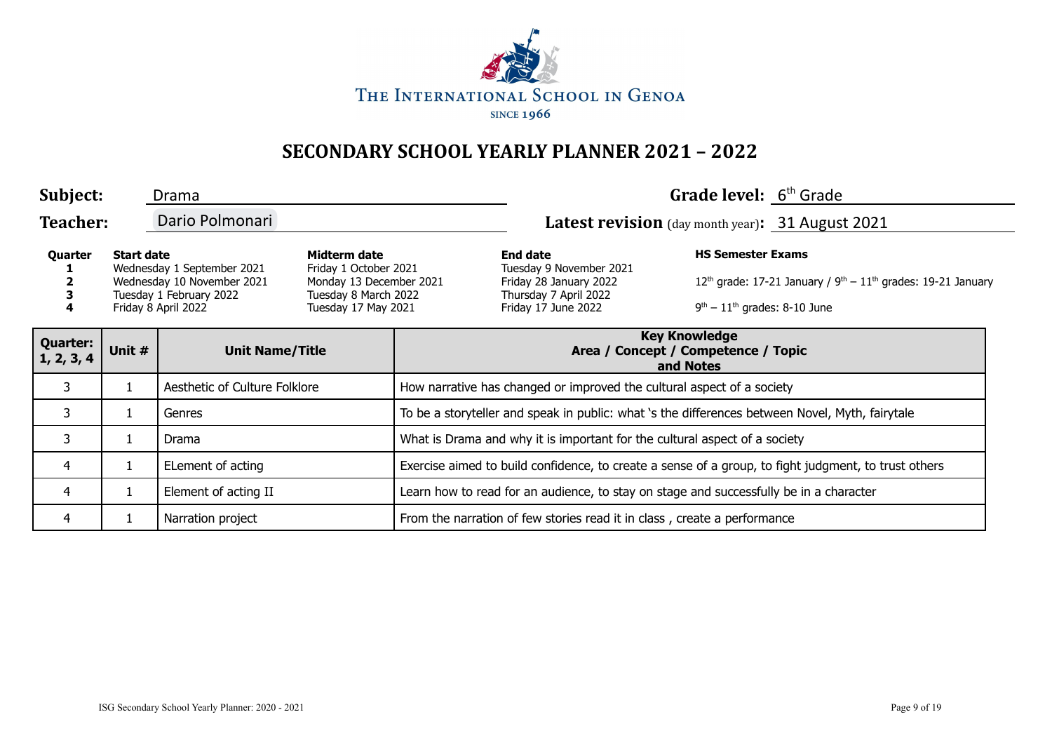THE INTERNATIONAL SCHOOL IN GENOA
SINCE 1966

# SECONDARY SCHOOL YEARLY PLANNER 2021 – 2022

**Subject:** Drama **Grade level:** 6th Grade

**Teacher:** Dario Polmonari **Latest revision** (day month year)**:** 31 August 2021

| Quarter | Start date | Midterm date | End date | HS Semester Exams |
|---|---|---|---|---|
| 1 | Wednesday 1 September 2021 | Friday 1 October 2021 | Tuesday 9 November 2021 | |
| 2 | Wednesday 10 November 2021 | Monday 13 December 2021 | Friday 28 January 2022 | 12th grade: 17-21 January / 9th – 11th grades: 19-21 January |
| 3 | Tuesday 1 February 2022 | Tuesday 8 March 2022 | Thursday 7 April 2022 | |
| 4 | Friday 8 April 2022 | Tuesday 17 May 2021 | Friday 17 June 2022 | 9th – 11th grades: 8-10 June |

| Quarter: 1, 2, 3, 4 | Unit # | Unit Name/Title | Key Knowledge Area / Concept / Competence / Topic and Notes |
|---|---|---|---|
| 3 | 1 | Aesthetic of Culture Folklore | How narrative has changed or improved the cultural aspect of a society |
| 3 | 1 | Genres | To be a storyteller and speak in public: what 's the differences between Novel, Myth, fairytale |
| 3 | 1 | Drama | What is Drama and why it is important for the cultural aspect of a society |
| 4 | 1 | ELement of acting | Exercise aimed to build confidence, to create a sense of a group, to fight judgment, to trust others |
| 4 | 1 | Element of acting II | Learn how to read for an audience, to stay on stage and successfully be in a character |
| 4 | 1 | Narration project | From the narration of few stories read it in class , create a performance |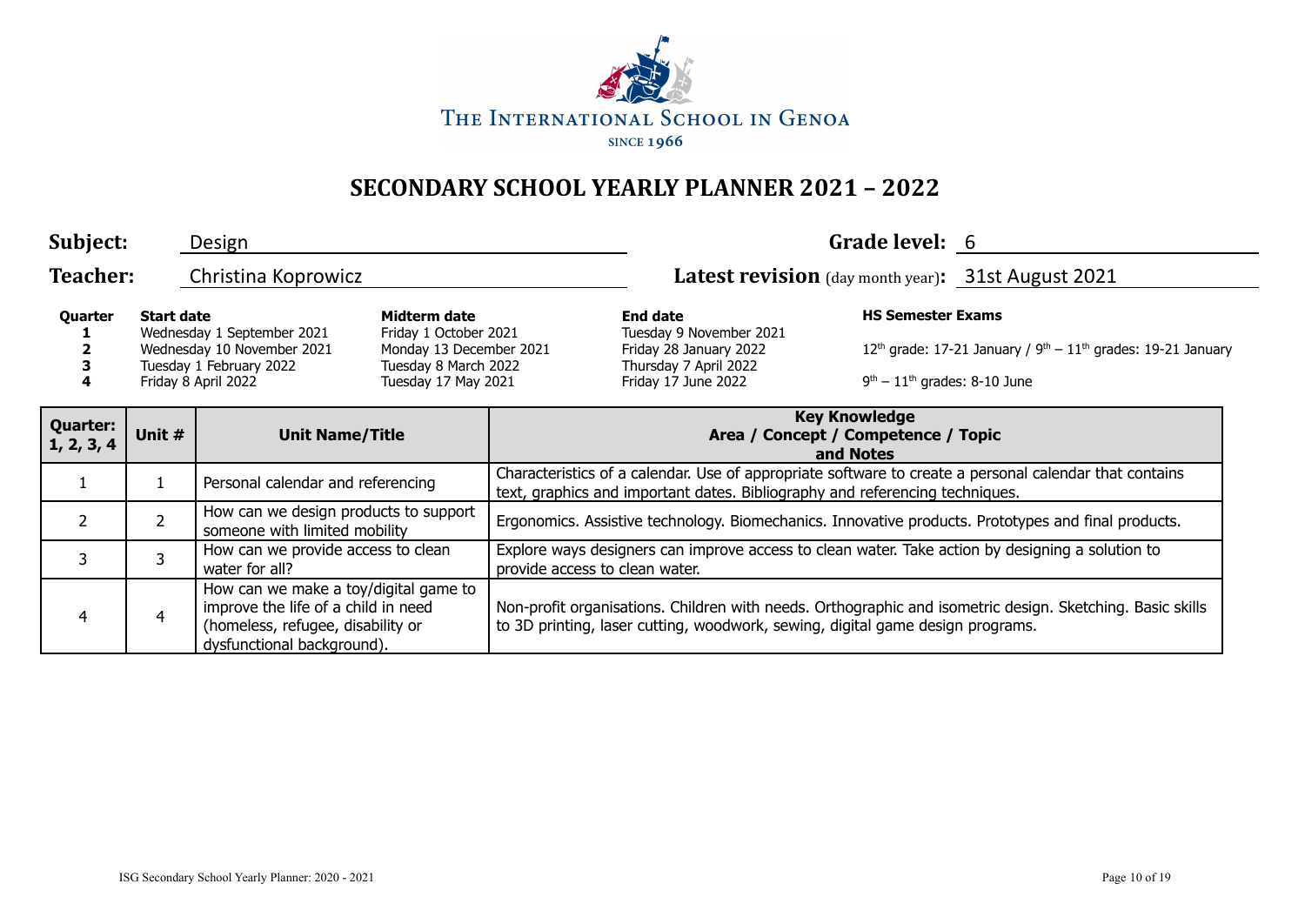THE INTERNATIONAL SCHOOL IN GENOA

SINCE 1966

# SECONDARY SCHOOL YEARLY PLANNER 2021 – 2022

**Subject:** Design

**Grade level:** 6

**Teacher:** Christina Koprowicz

**Latest revision** (day month year)**:** 31st August 2021

| Quarter | Start date | Midterm date | End date | HS Semester Exams |
|---|---|---|---|---|
| 1 | Wednesday 1 September 2021 | Friday 1 October 2021 | Tuesday 9 November 2021 | |
| 2 | Wednesday 10 November 2021 | Monday 13 December 2021 | Friday 28 January 2022 | 12th grade: 17-21 January / 9th – 11th grades: 19-21 January |
| 3 | Tuesday 1 February 2022 | Tuesday 8 March 2022 | Thursday 7 April 2022 | |
| 4 | Friday 8 April 2022 | Tuesday 17 May 2021 | Friday 17 June 2022 | 9th – 11th grades: 8-10 June |

| Quarter: 1, 2, 3, 4 | Unit # | Unit Name/Title | Key Knowledge Area / Concept / Competence / Topic and Notes |
|---|---|---|---|
| 1 | 1 | Personal calendar and referencing | Characteristics of a calendar. Use of appropriate software to create a personal calendar that contains text, graphics and important dates. Bibliography and referencing techniques. |
| 2 | 2 | How can we design products to support someone with limited mobility | Ergonomics. Assistive technology. Biomechanics. Innovative products. Prototypes and final products. |
| 3 | 3 | How can we provide access to clean water for all? | Explore ways designers can improve access to clean water. Take action by designing a solution to provide access to clean water. |
| 4 | 4 | How can we make a toy/digital game to improve the life of a child in need (homeless, refugee, disability or dysfunctional background). | Non-profit organisations. Children with needs. Orthographic and isometric design. Sketching. Basic skills to 3D printing, laser cutting, woodwork, sewing, digital game design programs. |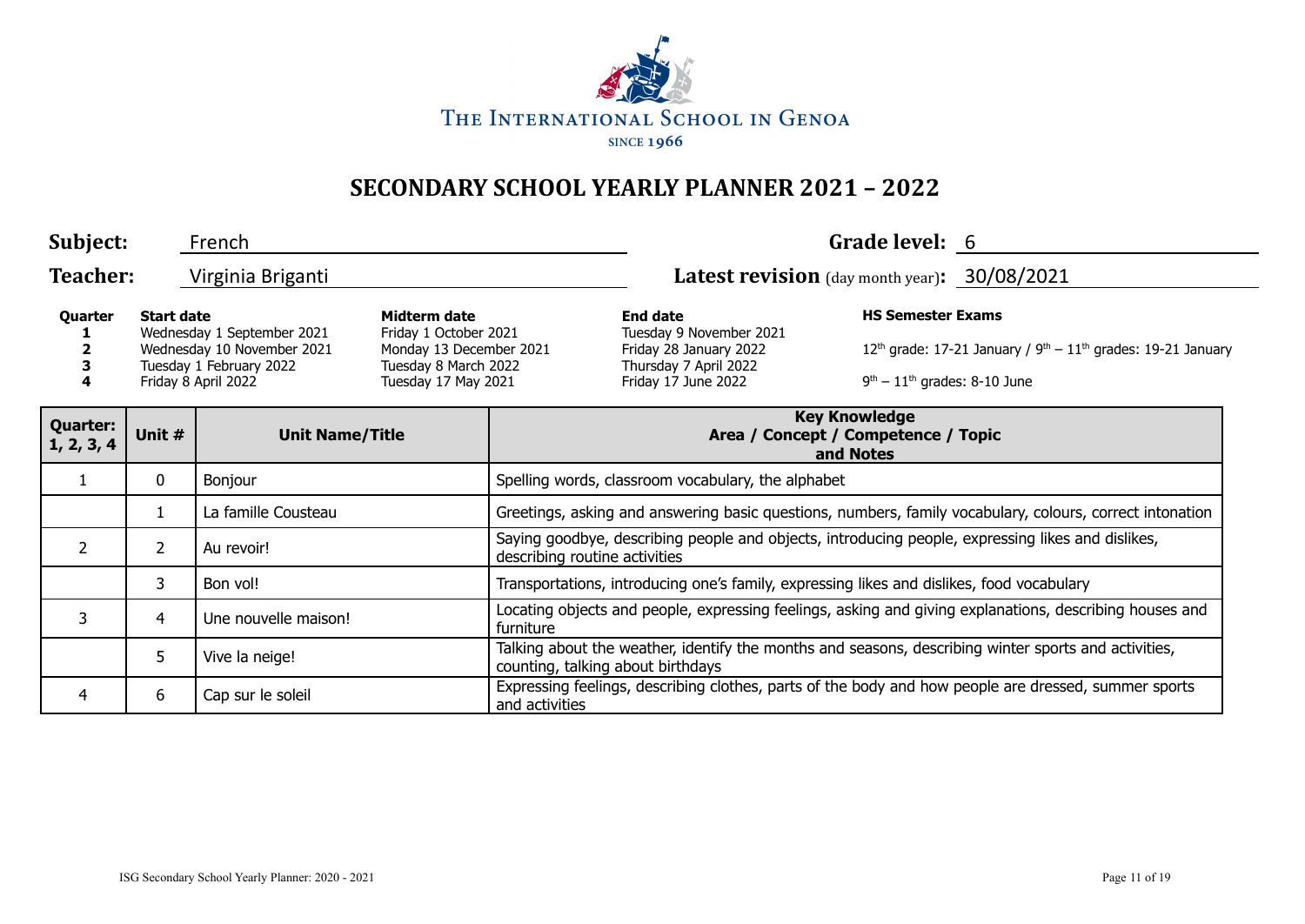THE INTERNATIONAL SCHOOL IN GENOA

SINCE 1966

# SECONDARY SCHOOL YEARLY PLANNER 2021 – 2022

**Subject:** French  **Grade level:** 6

**Teacher:** Virginia Briganti  **Latest revision** (day month year)**:** 30/08/2021

| Quarter | Start date | Midterm date | End date | HS Semester Exams |
|---|---|---|---|---|
| 1 | Wednesday 1 September 2021 | Friday 1 October 2021 | Tuesday 9 November 2021 | |
| 2 | Wednesday 10 November 2021 | Monday 13 December 2021 | Friday 28 January 2022 | 12th grade: 17-21 January / 9th – 11th grades: 19-21 January |
| 3 | Tuesday 1 February 2022 | Tuesday 8 March 2022 | Thursday 7 April 2022 | |
| 4 | Friday 8 April 2022 | Tuesday 17 May 2021 | Friday 17 June 2022 | 9th – 11th grades: 8-10 June |

| Quarter: 1, 2, 3, 4 | Unit # | Unit Name/Title | Key Knowledge Area / Concept / Competence / Topic and Notes |
|---|---|---|---|
| 1 | 0 | Bonjour | Spelling words, classroom vocabulary, the alphabet |
| | 1 | La famille Cousteau | Greetings, asking and answering basic questions, numbers, family vocabulary, colours, correct intonation |
| 2 | 2 | Au revoir! | Saying goodbye, describing people and objects, introducing people, expressing likes and dislikes, describing routine activities |
| | 3 | Bon vol! | Transportations, introducing one's family, expressing likes and dislikes, food vocabulary |
| 3 | 4 | Une nouvelle maison! | Locating objects and people, expressing feelings, asking and giving explanations, describing houses and furniture |
| | 5 | Vive la neige! | Talking about the weather, identify the months and seasons, describing winter sports and activities, counting, talking about birthdays |
| 4 | 6 | Cap sur le soleil | Expressing feelings, describing clothes, parts of the body and how people are dressed, summer sports and activities |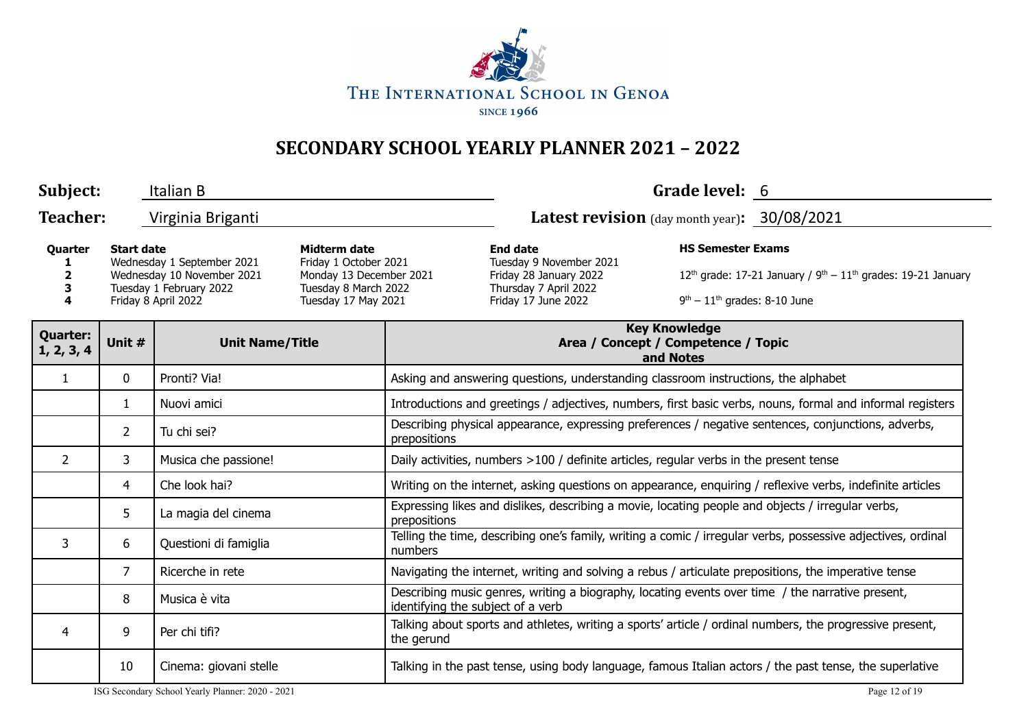THE INTERNATIONAL SCHOOL IN GENOA

SINCE 1966

# SECONDARY SCHOOL YEARLY PLANNER 2021 – 2022

**Subject:** Italian B **Grade level:** 6

**Teacher:** Virginia Briganti **Latest revision** (day month year)**:** 30/08/2021

| Quarter | Start date | Midterm date | End date | HS Semester Exams |
|---|---|---|---|---|
| 1 | Wednesday 1 September 2021 | Friday 1 October 2021 | Tuesday 9 November 2021 | |
| 2 | Wednesday 10 November 2021 | Monday 13 December 2021 | Friday 28 January 2022 | 12th grade: 17-21 January / 9th – 11th grades: 19-21 January |
| 3 | Tuesday 1 February 2022 | Tuesday 8 March 2022 | Thursday 7 April 2022 | |
| 4 | Friday 8 April 2022 | Tuesday 17 May 2021 | Friday 17 June 2022 | 9th – 11th grades: 8-10 June |

| Quarter: 1, 2, 3, 4 | Unit # | Unit Name/Title | Key Knowledge Area / Concept / Competence / Topic and Notes |
|---|---|---|---|
| 1 | 0 | Pronti? Via! | Asking and answering questions, understanding classroom instructions, the alphabet |
| | 1 | Nuovi amici | Introductions and greetings / adjectives, numbers, first basic verbs, nouns, formal and informal registers |
| | 2 | Tu chi sei? | Describing physical appearance, expressing preferences / negative sentences, conjunctions, adverbs, prepositions |
| 2 | 3 | Musica che passione! | Daily activities, numbers >100 / definite articles, regular verbs in the present tense |
| | 4 | Che look hai? | Writing on the internet, asking questions on appearance, enquiring / reflexive verbs, indefinite articles |
| | 5 | La magia del cinema | Expressing likes and dislikes, describing a movie, locating people and objects / irregular verbs, prepositions |
| 3 | 6 | Questioni di famiglia | Telling the time, describing one's family, writing a comic / irregular verbs, possessive adjectives, ordinal numbers |
| | 7 | Ricerche in rete | Navigating the internet, writing and solving a rebus / articulate prepositions, the imperative tense |
| | 8 | Musica è vita | Describing music genres, writing a biography, locating events over time / the narrative present, identifying the subject of a verb |
| 4 | 9 | Per chi tifi? | Talking about sports and athletes, writing a sports' article / ordinal numbers, the progressive present, the gerund |
| | 10 | Cinema: giovani stelle | Talking in the past tense, using body language, famous Italian actors / the past tense, the superlative |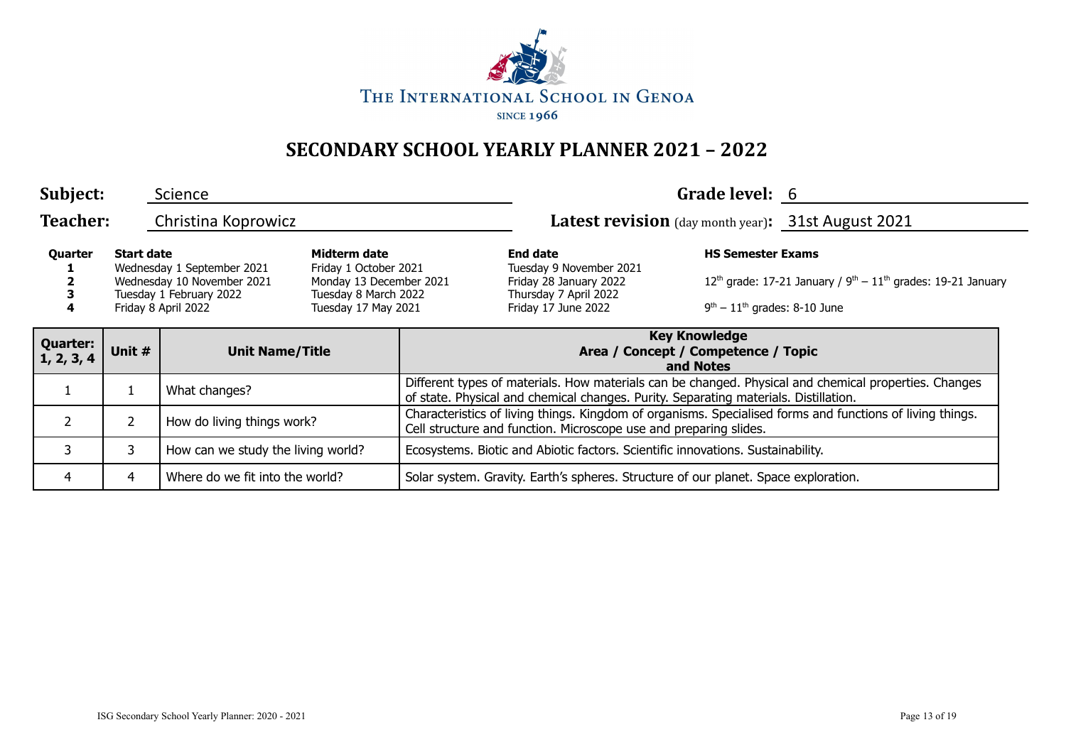THE INTERNATIONAL SCHOOL IN GENOA

SINCE 1966

# SECONDARY SCHOOL YEARLY PLANNER 2021 – 2022

**Subject:** Science **Grade level:** 6

**Teacher:** Christina Koprowicz **Latest revision** (day month year)**:** 31st August 2021

| Quarter | Start date | Midterm date | End date | HS Semester Exams |
|---|---|---|---|---|
| 1 | Wednesday 1 September 2021 | Friday 1 October 2021 | Tuesday 9 November 2021 | |
| 2 | Wednesday 10 November 2021 | Monday 13 December 2021 | Friday 28 January 2022 | 12th grade: 17-21 January / 9th – 11th grades: 19-21 January |
| 3 | Tuesday 1 February 2022 | Tuesday 8 March 2022 | Thursday 7 April 2022 | |
| 4 | Friday 8 April 2022 | Tuesday 17 May 2021 | Friday 17 June 2022 | 9th – 11th grades: 8-10 June |

| Quarter: 1, 2, 3, 4 | Unit # | Unit Name/Title | Key Knowledge Area / Concept / Competence / Topic and Notes |
|---|---|---|---|
| 1 | 1 | What changes? | Different types of materials. How materials can be changed. Physical and chemical properties. Changes of state. Physical and chemical changes. Purity. Separating materials. Distillation. |
| 2 | 2 | How do living things work? | Characteristics of living things. Kingdom of organisms. Specialised forms and functions of living things. Cell structure and function. Microscope use and preparing slides. |
| 3 | 3 | How can we study the living world? | Ecosystems. Biotic and Abiotic factors. Scientific innovations. Sustainability. |
| 4 | 4 | Where do we fit into the world? | Solar system. Gravity. Earth's spheres. Structure of our planet. Space exploration. |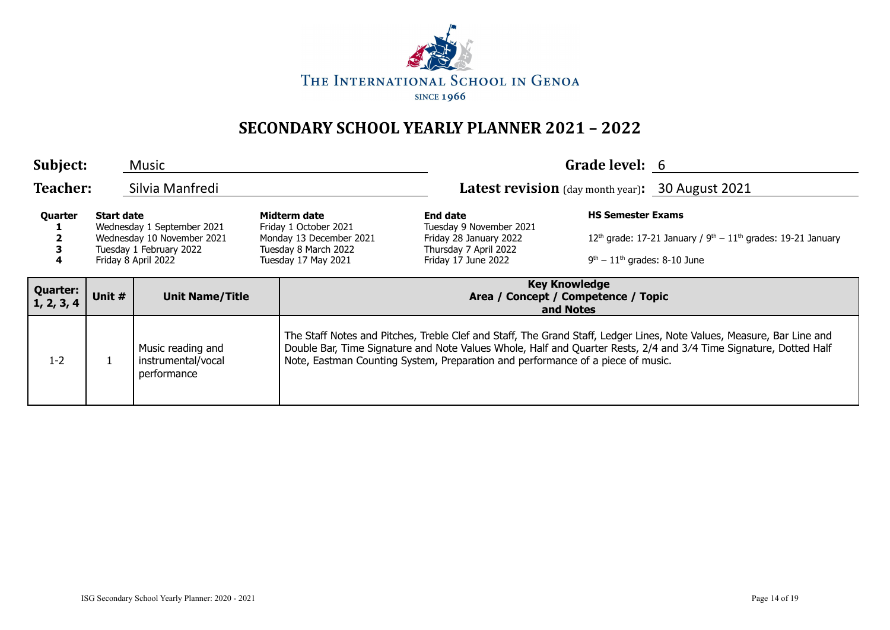THE INTERNATIONAL SCHOOL IN GENOA

SINCE 1966

# SECONDARY SCHOOL YEARLY PLANNER 2021 – 2022

**Subject:** Music **Grade level:** 6

**Teacher:** Silvia Manfredi **Latest revision** (day month year)**:** 30 August 2021

| Quarter | Start date | Midterm date | End date | HS Semester Exams |
|---|---|---|---|---|
| 1 | Wednesday 1 September 2021 | Friday 1 October 2021 | Tuesday 9 November 2021 | |
| 2 | Wednesday 10 November 2021 | Monday 13 December 2021 | Friday 28 January 2022 | 12th grade: 17-21 January / 9th – 11th grades: 19-21 January |
| 3 | Tuesday 1 February 2022 | Tuesday 8 March 2022 | Thursday 7 April 2022 | |
| 4 | Friday 8 April 2022 | Tuesday 17 May 2021 | Friday 17 June 2022 | 9th – 11th grades: 8-10 June |

| Quarter: 1, 2, 3, 4 | Unit # | Unit Name/Title | Key Knowledge Area / Concept / Competence / Topic and Notes |
|---|---|---|---|
| 1-2 | 1 | Music reading and instrumental/vocal performance | The Staff Notes and Pitches, Treble Clef and Staff, The Grand Staff, Ledger Lines, Note Values, Measure, Bar Line and Double Bar, Time Signature and Note Values Whole, Half and Quarter Rests, 2/4 and 3/4 Time Signature, Dotted Half Note, Eastman Counting System, Preparation and performance of a piece of music. |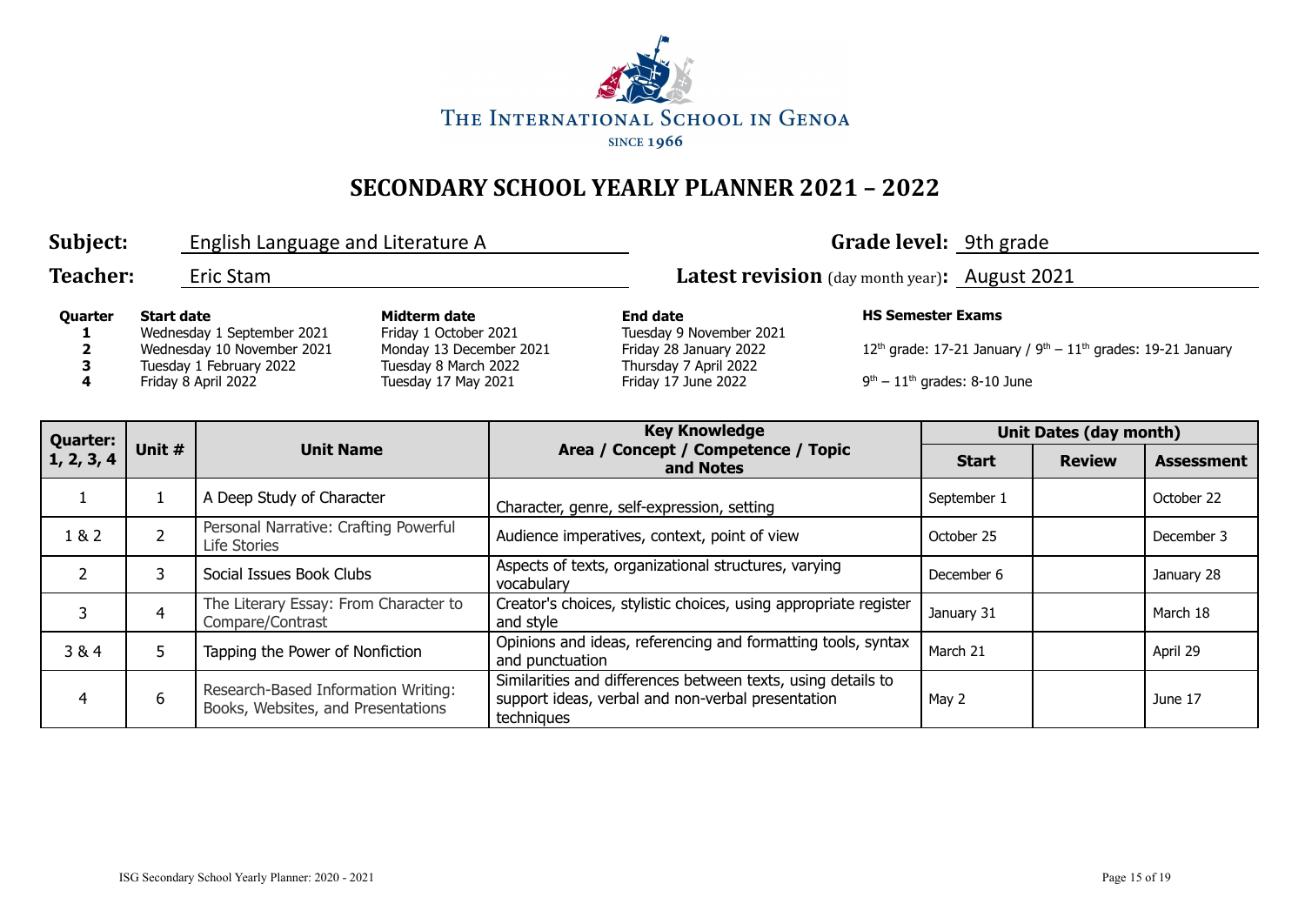THE INTERNATIONAL SCHOOL IN GENOA
SINCE 1966

# SECONDARY SCHOOL YEARLY PLANNER 2021 – 2022

**Subject:** English Language and Literature A
**Grade level:** 9th grade

**Teacher:** Eric Stam
**Latest revision** (day month year)**:** August 2021

| Quarter | Start date | Midterm date | End date | HS Semester Exams |
|---|---|---|---|---|
| **1** | Wednesday 1 September 2021 | Friday 1 October 2021 | Tuesday 9 November 2021 | |
| **2** | Wednesday 10 November 2021 | Monday 13 December 2021 | Friday 28 January 2022 | 12th grade: 17-21 January / 9th – 11th grades: 19-21 January |
| **3** | Tuesday 1 February 2022 | Tuesday 8 March 2022 | Thursday 7 April 2022 | |
| **4** | Friday 8 April 2022 | Tuesday 17 May 2021 | Friday 17 June 2022 | 9th – 11th grades: 8-10 June |

| Quarter: 1, 2, 3, 4 | Unit # | Unit Name | Key Knowledge Area / Concept / Competence / Topic and Notes | Unit Dates (day month) | | |
|---|---|---|---|---|---|---|
| | | | | **Start** | **Review** | **Assessment** |
| 1 | 1 | A Deep Study of Character | Character, genre, self-expression, setting | September 1 | | October 22 |
| 1 & 2 | 2 | Personal Narrative: Crafting Powerful Life Stories | Audience imperatives, context, point of view | October 25 | | December 3 |
| 2 | 3 | Social Issues Book Clubs | Aspects of texts, organizational structures, varying vocabulary | December 6 | | January 28 |
| 3 | 4 | The Literary Essay: From Character to Compare/Contrast | Creator's choices, stylistic choices, using appropriate register and style | January 31 | | March 18 |
| 3 & 4 | 5 | Tapping the Power of Nonfiction | Opinions and ideas, referencing and formatting tools, syntax and punctuation | March 21 | | April 29 |
| 4 | 6 | Research-Based Information Writing: Books, Websites, and Presentations | Similarities and differences between texts, using details to support ideas, verbal and non-verbal presentation techniques | May 2 | | June 17 |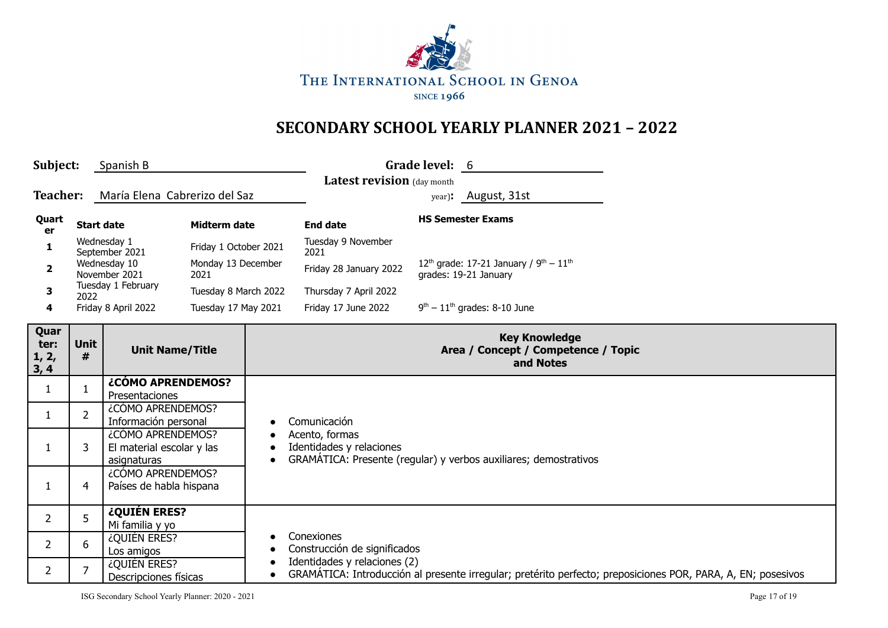THE INTERNATIONAL SCHOOL IN GENOA

SINCE 1966

# SECONDARY SCHOOL YEARLY PLANNER 2021 – 2022

**Subject:** Spanish B **Grade level:** 6

**Teacher:** María Elena Cabrerizo del Saz **Latest revision** (day month year)**:** August, 31st

| Quarter | Start date | Midterm date | End date | HS Semester Exams |
|---|---|---|---|---|
| 1 | Wednesday 1 September 2021 | Friday 1 October 2021 | Tuesday 9 November 2021 | |
| 2 | Wednesday 10 November 2021 | Monday 13 December 2021 | Friday 28 January 2022 | 12th grade: 17-21 January / 9th – 11th grades: 19-21 January |
| 3 | Tuesday 1 February 2022 | Tuesday 8 March 2022 | Thursday 7 April 2022 | |
| 4 | Friday 8 April 2022 | Tuesday 17 May 2021 | Friday 17 June 2022 | 9th – 11th grades: 8-10 June |

| Quarter: 1, 2, 3, 4 | Unit # | Unit Name/Title | Key Knowledge Area / Concept / Competence / Topic and Notes |
|---|---|---|---|
| 1 | 1 | **¿CÓMO APRENDEMOS?** Presentaciones | • Comunicación<br>• Acento, formas<br>• Identidades y relaciones<br>• GRAMÁTICA: Presente (regular) y verbos auxiliares; demostrativos |
| 1 | 2 | ¿CÓMO APRENDEMOS? Información personal | |
| 1 | 3 | ¿CÓMO APRENDEMOS? El material escolar y las asignaturas | |
| 1 | 4 | ¿CÓMO APRENDEMOS? Países de habla hispana | |
| 2 | 5 | **¿QUIÉN ERES?** Mi familia y yo | • Conexiones<br>• Construcción de significados<br>• Identidades y relaciones (2)<br>• GRAMÁTICA: Introducción al presente irregular; pretérito perfecto; preposiciones POR, PARA, A, EN; posesivos |
| 2 | 6 | ¿QUIÉN ERES? Los amigos | |
| 2 | 7 | ¿QUIÉN ERES? Descripciones físicas | |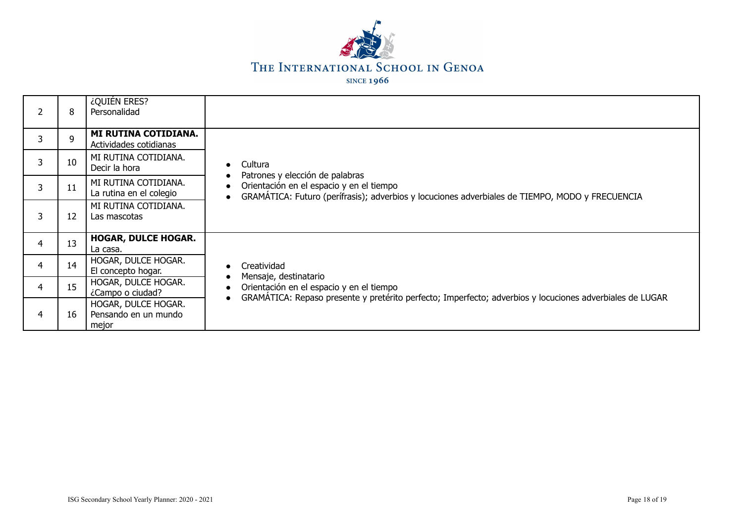| | | | |
|---|---|---|---|
| 2 | 8 | ¿QUIÉN ERES?<br>Personalidad | |
| 3 | 9 | **MI RUTINA COTIDIANA.**<br>Actividades cotidianas | • Cultura<br>• Patrones y elección de palabras<br>• Orientación en el espacio y en el tiempo<br>• GRAMÁTICA: Futuro (perífrasis); adverbios y locuciones adverbiales de TIEMPO, MODO y FRECUENCIA |
| 3 | 10 | MI RUTINA COTIDIANA.<br>Decir la hora | |
| 3 | 11 | MI RUTINA COTIDIANA.<br>La rutina en el colegio | |
| 3 | 12 | MI RUTINA COTIDIANA.<br>Las mascotas | |
| 4 | 13 | **HOGAR, DULCE HOGAR.**<br>La casa. | • Creatividad<br>• Mensaje, destinatario<br>• Orientación en el espacio y en el tiempo<br>• GRAMÁTICA: Repaso presente y pretérito perfecto; Imperfecto; adverbios y locuciones adverbiales de LUGAR |
| 4 | 14 | HOGAR, DULCE HOGAR.<br>El concepto hogar. | |
| 4 | 15 | HOGAR, DULCE HOGAR.<br>¿Campo o ciudad? | |
| 4 | 16 | HOGAR, DULCE HOGAR.<br>Pensando en un mundo mejor | |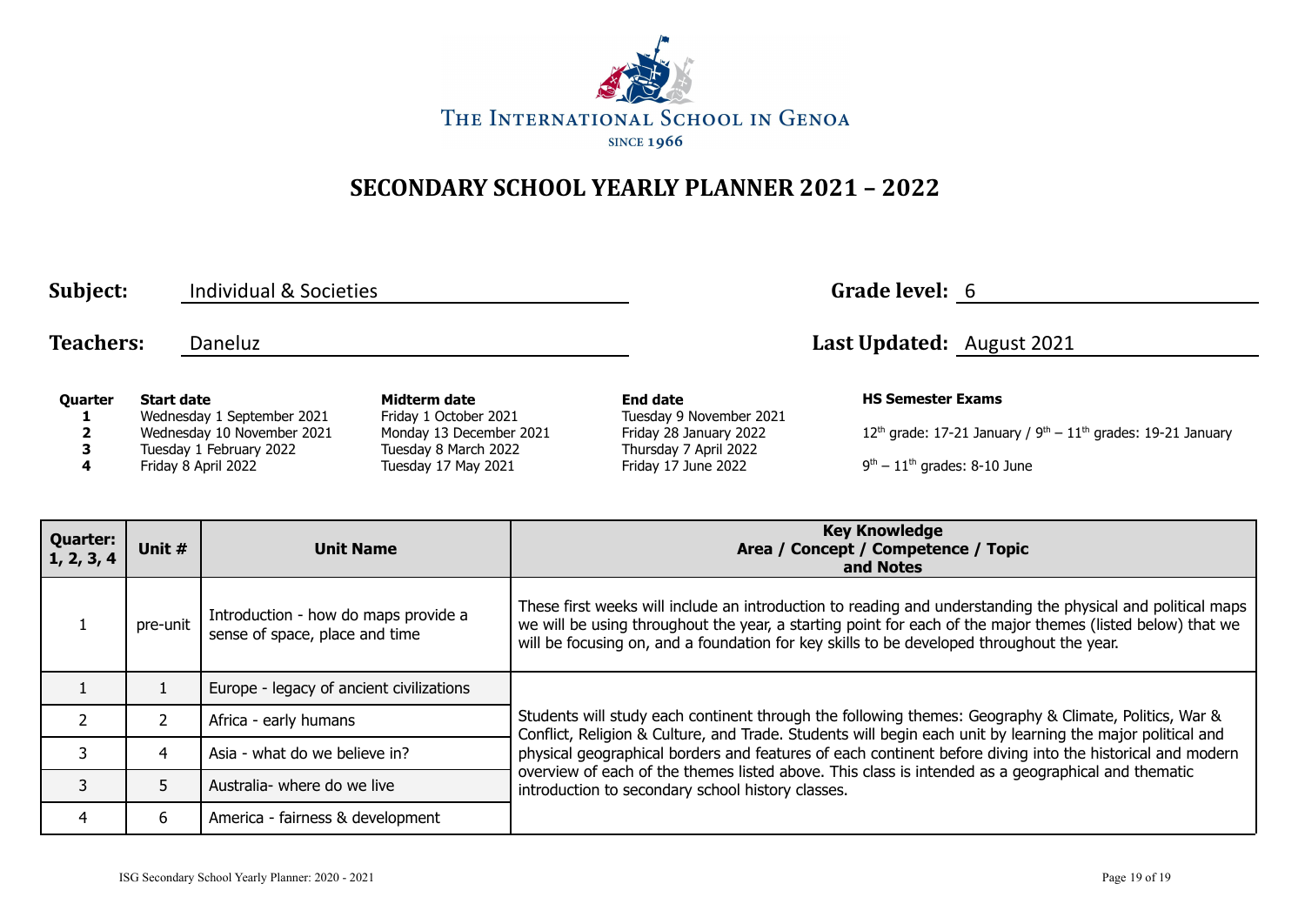The International School in Genoa

since 1966

# SECONDARY SCHOOL YEARLY PLANNER 2021 – 2022

**Subject:** Individual & Societies **Grade level:** 6

**Teachers:** Daneluz **Last Updated:** August 2021

| Quarter | Start date | Midterm date | End date | HS Semester Exams |
|---|---|---|---|---|
| **1** | Wednesday 1 September 2021 | Friday 1 October 2021 | Tuesday 9 November 2021 | |
| **2** | Wednesday 10 November 2021 | Monday 13 December 2021 | Friday 28 January 2022 | 12th grade: 17-21 January / 9th – 11th grades: 19-21 January |
| **3** | Tuesday 1 February 2022 | Tuesday 8 March 2022 | Thursday 7 April 2022 | |
| **4** | Friday 8 April 2022 | Tuesday 17 May 2021 | Friday 17 June 2022 | 9th – 11th grades: 8-10 June |

| Quarter: 1, 2, 3, 4 | Unit # | Unit Name | Key Knowledge Area / Concept / Competence / Topic and Notes |
|---|---|---|---|
| 1 | pre-unit | Introduction - how do maps provide a sense of space, place and time | These first weeks will include an introduction to reading and understanding the physical and political maps we will be using throughout the year, a starting point for each of the major themes (listed below) that we will be focusing on, and a foundation for key skills to be developed throughout the year. |
| 1 | 1 | Europe - legacy of ancient civilizations | Students will study each continent through the following themes: Geography & Climate, Politics, War & Conflict, Religion & Culture, and Trade. Students will begin each unit by learning the major political and physical geographical borders and features of each continent before diving into the historical and modern overview of each of the themes listed above. This class is intended as a geographical and thematic introduction to secondary school history classes. |
| 2 | 2 | Africa - early humans | |
| 3 | 4 | Asia - what do we believe in? | |
| 3 | 5 | Australia- where do we live | |
| 4 | 6 | America - fairness & development | |